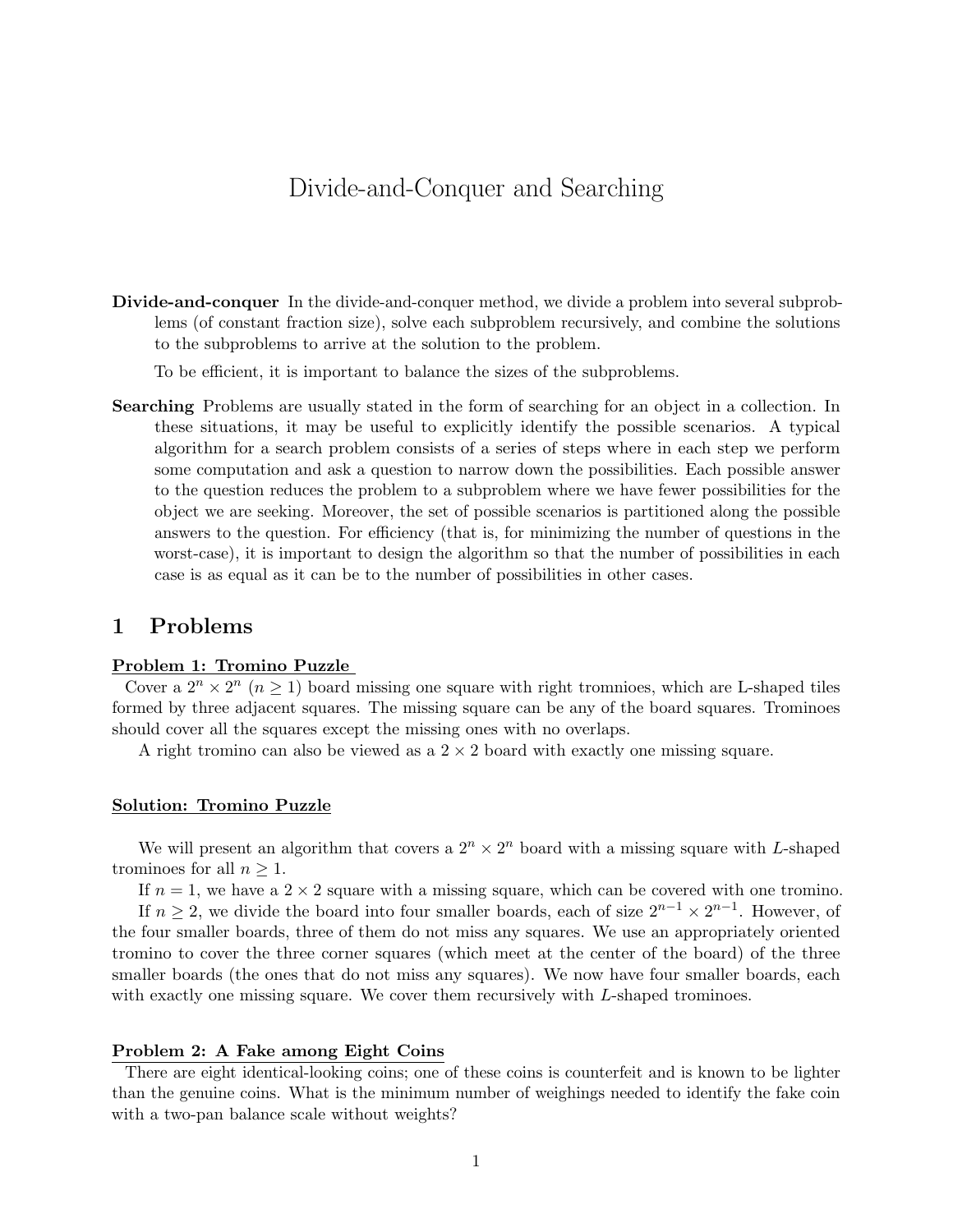# Divide-and-Conquer and Searching

**Divide-and-conquer** In the divide-and-conquer method, we divide a problem into several subproblems (of constant fraction size), solve each subproblem recursively, and combine the solutions to the subproblems to arrive at the solution to the problem.

To be efficient, it is important to balance the sizes of the subproblems.

**Searching** Problems are usually stated in the form of searching for an object in a collection. In these situations, it may be useful to explicitly identify the possible scenarios. A typical algorithm for a search problem consists of a series of steps where in each step we perform some computation and ask a question to narrow down the possibilities. Each possible answer to the question reduces the problem to a subproblem where we have fewer possibilities for the object we are seeking. Moreover, the set of possible scenarios is partitioned along the possible answers to the question. For efficiency (that is, for minimizing the number of questions in the worst-case), it is important to design the algorithm so that the number of possibilities in each case is as equal as it can be to the number of possibilities in other cases.

## 1 Problems

**Problem 1: Tromino Puzzle**

Cover a $2^n \times 2^n$ ($n \geq 1$) board missing one square with right tromnioes, which are L-shaped tiles formed by three adjacent squares. The missing square can be any of the board squares. Trominoes should cover all the squares except the missing ones with no overlaps.

A right tromino can also be viewed as a $2 \times 2$ board with exactly one missing square.

**Solution: Tromino Puzzle**

We will present an algorithm that covers a $2^n \times 2^n$ board with a missing square with $L$-shaped trominoes for all $n \geq 1$.

If $n = 1$, we have a $2 \times 2$ square with a missing square, which can be covered with one tromino.

If $n \geq 2$, we divide the board into four smaller boards, each of size $2^{n-1} \times 2^{n-1}$. However, of the four smaller boards, three of them do not miss any squares. We use an appropriately oriented tromino to cover the three corner squares (which meet at the center of the board) of the three smaller boards (the ones that do not miss any squares). We now have four smaller boards, each with exactly one missing square. We cover them recursively with $L$-shaped trominoes.

**Problem 2: A Fake among Eight Coins**

There are eight identical-looking coins; one of these coins is counterfeit and is known to be lighter than the genuine coins. What is the minimum number of weighings needed to identify the fake coin with a two-pan balance scale without weights?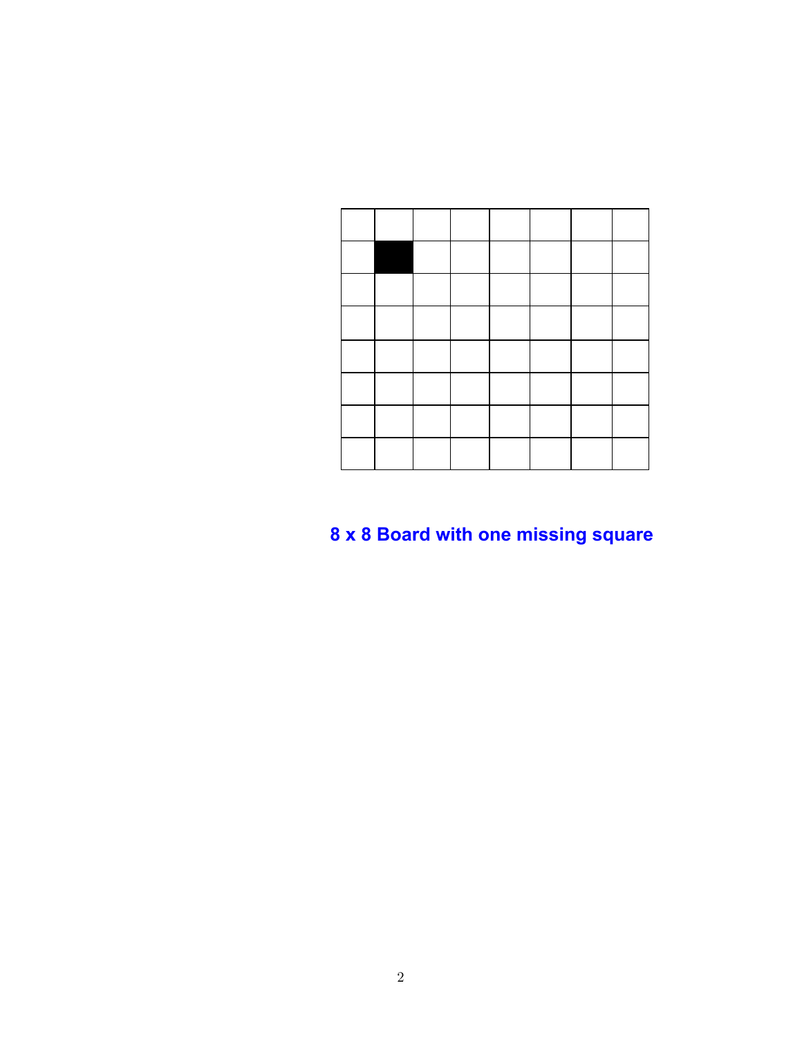**8 x 8 Board with one missing square**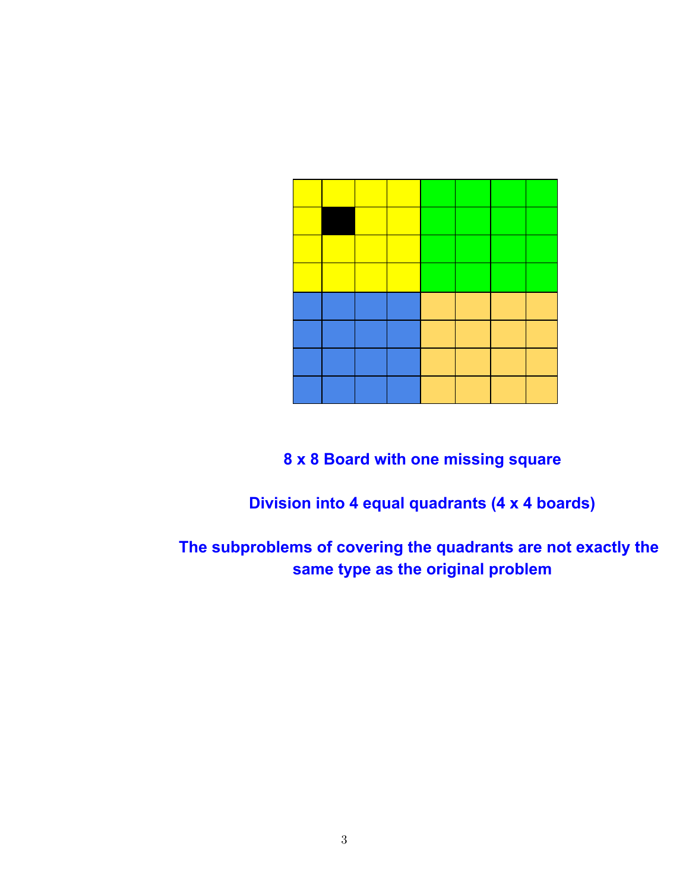**8 x 8 Board with one missing square**

**Division into 4 equal quadrants (4 x 4 boards)**

**The subproblems of covering the quadrants are not exactly the same type as the original problem**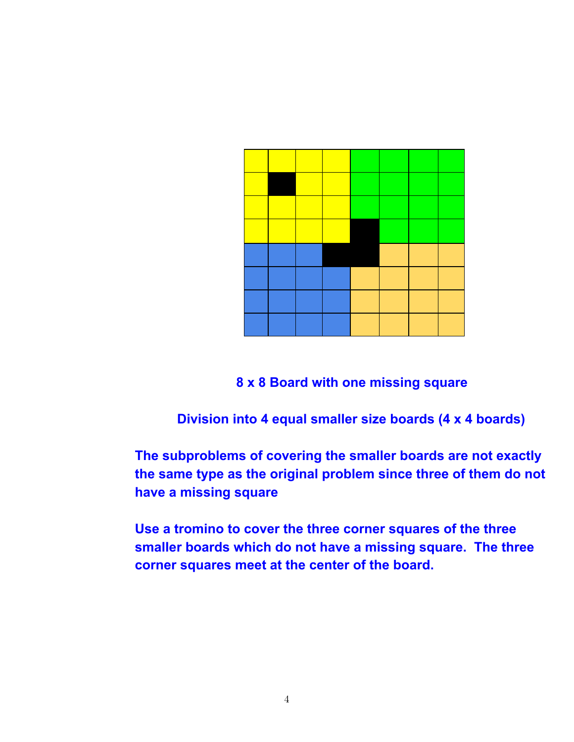8 x 8 Board with one missing square

Division into 4 equal smaller size boards (4 x 4 boards)

The subproblems of covering the smaller boards are not exactly the same type as the original problem since three of them do not have a missing square

Use a tromino to cover the three corner squares of the three smaller boards which do not have a missing square. The three corner squares meet at the center of the board.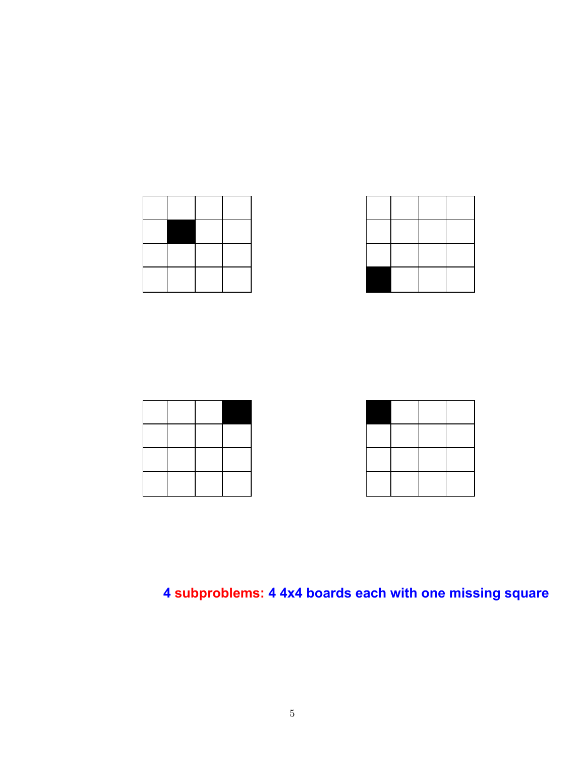**4 subproblems: 4 4x4 boards each with one missing square**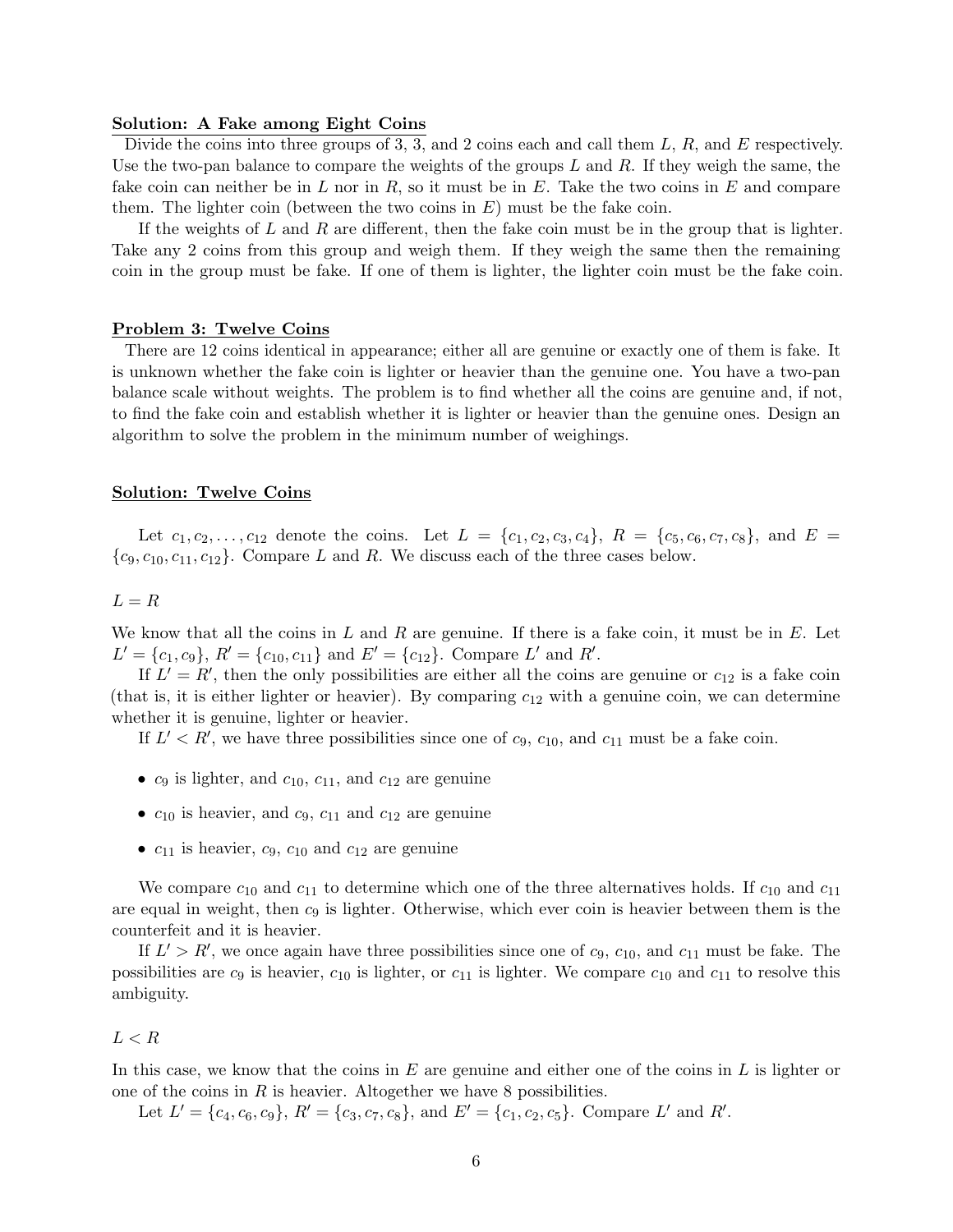## Solution: A Fake among Eight Coins

Divide the coins into three groups of 3, 3, and 2 coins each and call them $L$, $R$, and $E$ respectively. Use the two-pan balance to compare the weights of the groups $L$ and $R$. If they weigh the same, the fake coin can neither be in $L$ nor in $R$, so it must be in $E$. Take the two coins in $E$ and compare them. The lighter coin (between the two coins in $E$) must be the fake coin.

If the weights of $L$ and $R$ are different, then the fake coin must be in the group that is lighter. Take any 2 coins from this group and weigh them. If they weigh the same then the remaining coin in the group must be fake. If one of them is lighter, the lighter coin must be the fake coin.

## Problem 3: Twelve Coins

There are 12 coins identical in appearance; either all are genuine or exactly one of them is fake. It is unknown whether the fake coin is lighter or heavier than the genuine one. You have a two-pan balance scale without weights. The problem is to find whether all the coins are genuine and, if not, to find the fake coin and establish whether it is lighter or heavier than the genuine ones. Design an algorithm to solve the problem in the minimum number of weighings.

## Solution: Twelve Coins

Let $c_1, c_2, \ldots, c_{12}$ denote the coins. Let $L = \{c_1, c_2, c_3, c_4\}$, $R = \{c_5, c_6, c_7, c_8\}$, and $E = \{c_9, c_{10}, c_{11}, c_{12}\}$. Compare $L$ and $R$. We discuss each of the three cases below.

$L = R$

We know that all the coins in $L$ and $R$ are genuine. If there is a fake coin, it must be in $E$. Let $L' = \{c_1, c_9\}$, $R' = \{c_{10}, c_{11}\}$ and $E' = \{c_{12}\}$. Compare $L'$ and $R'$.

If $L' = R'$, then the only possibilities are either all the coins are genuine or $c_{12}$ is a fake coin (that is, it is either lighter or heavier). By comparing $c_{12}$ with a genuine coin, we can determine whether it is genuine, lighter or heavier.

If $L' < R'$, we have three possibilities since one of $c_9$, $c_{10}$, and $c_{11}$ must be a fake coin.

- $c_9$ is lighter, and $c_{10}$, $c_{11}$, and $c_{12}$ are genuine
- $c_{10}$ is heavier, and $c_9$, $c_{11}$ and $c_{12}$ are genuine
- $c_{11}$ is heavier, $c_9$, $c_{10}$ and $c_{12}$ are genuine

We compare $c_{10}$ and $c_{11}$ to determine which one of the three alternatives holds. If $c_{10}$ and $c_{11}$ are equal in weight, then $c_9$ is lighter. Otherwise, which ever coin is heavier between them is the counterfeit and it is heavier.

If $L' > R'$, we once again have three possibilities since one of $c_9$, $c_{10}$, and $c_{11}$ must be fake. The possibilities are $c_9$ is heavier, $c_{10}$ is lighter, or $c_{11}$ is lighter. We compare $c_{10}$ and $c_{11}$ to resolve this ambiguity.

$L < R$

In this case, we know that the coins in $E$ are genuine and either one of the coins in $L$ is lighter or one of the coins in $R$ is heavier. Altogether we have 8 possibilities.

Let $L' = \{c_4, c_6, c_9\}$, $R' = \{c_3, c_7, c_8\}$, and $E' = \{c_1, c_2, c_5\}$. Compare $L'$ and $R'$.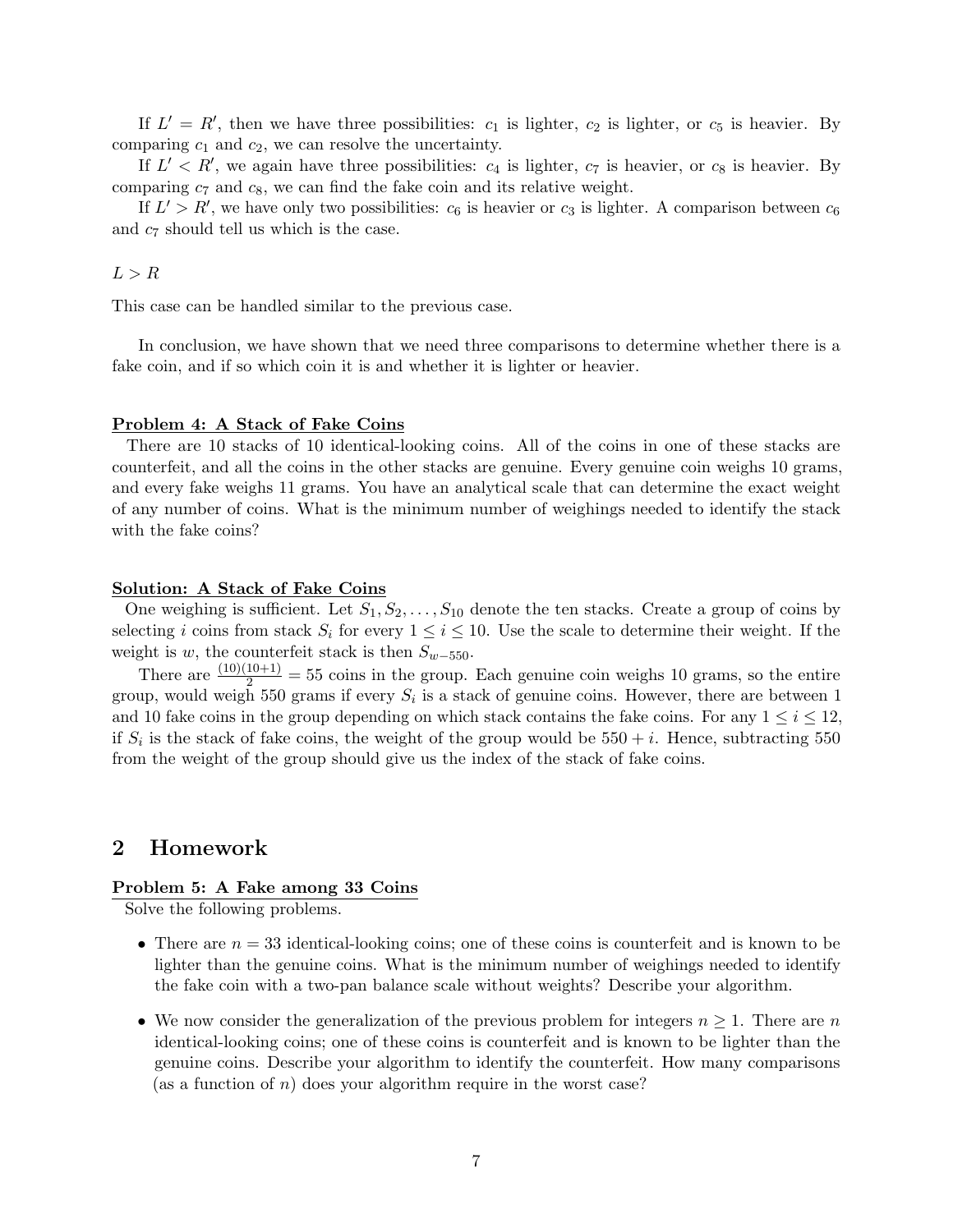If $L' = R'$, then we have three possibilities: $c_1$ is lighter, $c_2$ is lighter, or $c_5$ is heavier. By comparing $c_1$ and $c_2$, we can resolve the uncertainty.

If $L' < R'$, we again have three possibilities: $c_4$ is lighter, $c_7$ is heavier, or $c_8$ is heavier. By comparing $c_7$ and $c_8$, we can find the fake coin and its relative weight.

If $L' > R'$, we have only two possibilities: $c_6$ is heavier or $c_3$ is lighter. A comparison between $c_6$ and $c_7$ should tell us which is the case.

$L > R$

This case can be handled similar to the previous case.

In conclusion, we have shown that we need three comparisons to determine whether there is a fake coin, and if so which coin it is and whether it is lighter or heavier.

**Problem 4: A Stack of Fake Coins**

There are 10 stacks of 10 identical-looking coins. All of the coins in one of these stacks are counterfeit, and all the coins in the other stacks are genuine. Every genuine coin weighs 10 grams, and every fake weighs 11 grams. You have an analytical scale that can determine the exact weight of any number of coins. What is the minimum number of weighings needed to identify the stack with the fake coins?

**Solution: A Stack of Fake Coins**

One weighing is sufficient. Let $S_1, S_2, \ldots, S_{10}$ denote the ten stacks. Create a group of coins by selecting $i$ coins from stack $S_i$ for every $1 \leq i \leq 10$. Use the scale to determine their weight. If the weight is $w$, the counterfeit stack is then $S_{w-550}$.

There are $\frac{(10)(10+1)}{2} = 55$ coins in the group. Each genuine coin weighs 10 grams, so the entire group, would weigh 550 grams if every $S_i$ is a stack of genuine coins. However, there are between 1 and 10 fake coins in the group depending on which stack contains the fake coins. For any $1 \leq i \leq 12$, if $S_i$ is the stack of fake coins, the weight of the group would be $550 + i$. Hence, subtracting 550 from the weight of the group should give us the index of the stack of fake coins.

## 2 Homework

**Problem 5: A Fake among 33 Coins**

Solve the following problems.

- There are $n = 33$ identical-looking coins; one of these coins is counterfeit and is known to be lighter than the genuine coins. What is the minimum number of weighings needed to identify the fake coin with a two-pan balance scale without weights? Describe your algorithm.
- We now consider the generalization of the previous problem for integers $n \geq 1$. There are $n$ identical-looking coins; one of these coins is counterfeit and is known to be lighter than the genuine coins. Describe your algorithm to identify the counterfeit. How many comparisons (as a function of $n$) does your algorithm require in the worst case?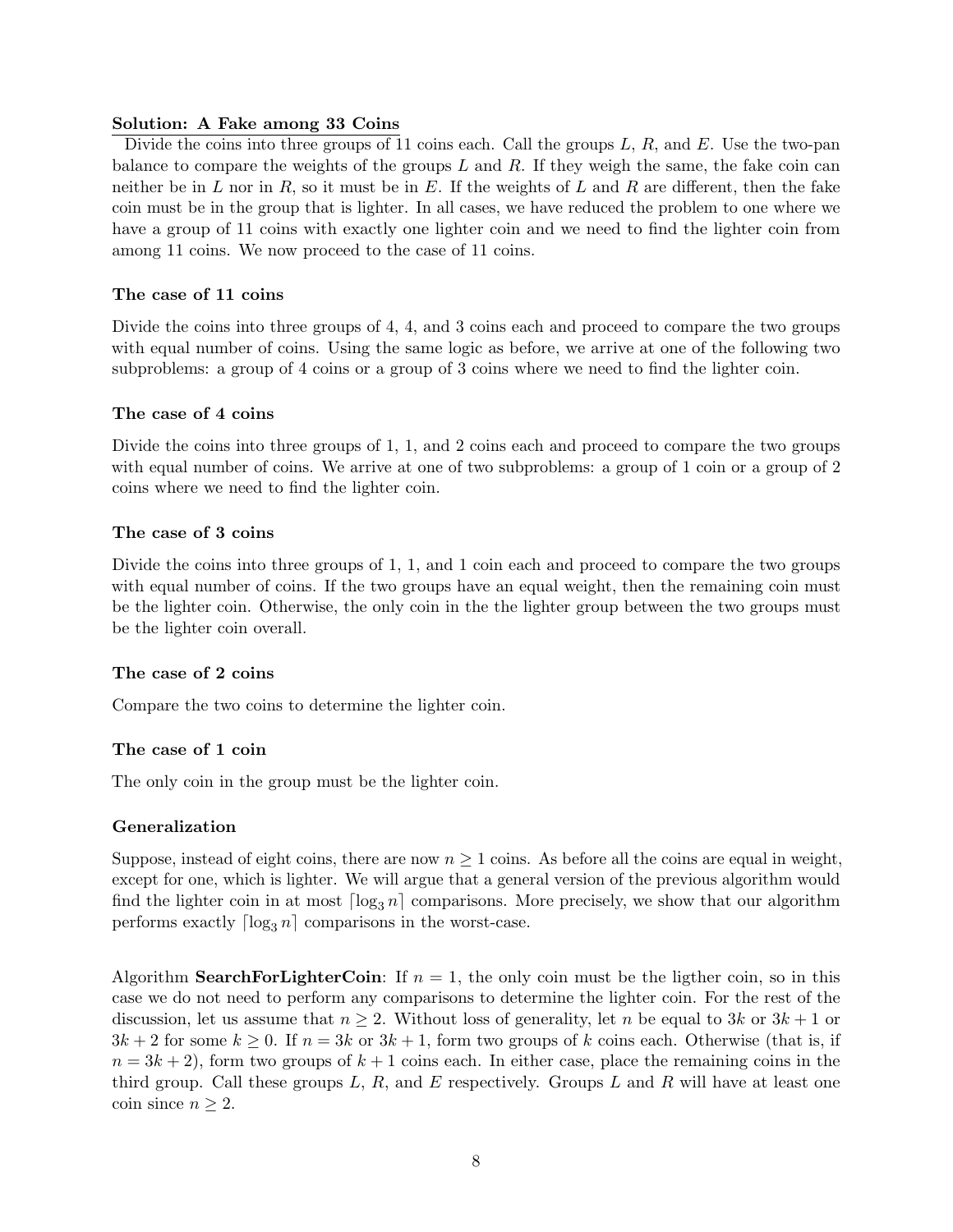**Solution: A Fake among 33 Coins**

Divide the coins into three groups of 11 coins each. Call the groups $L$, $R$, and $E$. Use the two-pan balance to compare the weights of the groups $L$ and $R$. If they weigh the same, the fake coin can neither be in $L$ nor in $R$, so it must be in $E$. If the weights of $L$ and $R$ are different, then the fake coin must be in the group that is lighter. In all cases, we have reduced the problem to one where we have a group of 11 coins with exactly one lighter coin and we need to find the lighter coin from among 11 coins. We now proceed to the case of 11 coins.

### The case of 11 coins

Divide the coins into three groups of 4, 4, and 3 coins each and proceed to compare the two groups with equal number of coins. Using the same logic as before, we arrive at one of the following two subproblems: a group of 4 coins or a group of 3 coins where we need to find the lighter coin.

### The case of 4 coins

Divide the coins into three groups of 1, 1, and 2 coins each and proceed to compare the two groups with equal number of coins. We arrive at one of two subproblems: a group of 1 coin or a group of 2 coins where we need to find the lighter coin.

### The case of 3 coins

Divide the coins into three groups of 1, 1, and 1 coin each and proceed to compare the two groups with equal number of coins. If the two groups have an equal weight, then the remaining coin must be the lighter coin. Otherwise, the only coin in the the lighter group between the two groups must be the lighter coin overall.

### The case of 2 coins

Compare the two coins to determine the lighter coin.

### The case of 1 coin

The only coin in the group must be the lighter coin.

### Generalization

Suppose, instead of eight coins, there are now $n \geq 1$ coins. As before all the coins are equal in weight, except for one, which is lighter. We will argue that a general version of the previous algorithm would find the lighter coin in at most $\lceil \log_3 n \rceil$ comparisons. More precisely, we show that our algorithm performs exactly $\lceil \log_3 n \rceil$ comparisons in the worst-case.

Algorithm **SearchForLighterCoin**: If $n = 1$, the only coin must be the ligther coin, so in this case we do not need to perform any comparisons to determine the lighter coin. For the rest of the discussion, let us assume that $n \geq 2$. Without loss of generality, let $n$ be equal to $3k$ or $3k + 1$ or $3k + 2$ for some $k \geq 0$. If $n = 3k$ or $3k + 1$, form two groups of $k$ coins each. Otherwise (that is, if $n = 3k + 2$), form two groups of $k + 1$ coins each. In either case, place the remaining coins in the third group. Call these groups $L$, $R$, and $E$ respectively. Groups $L$ and $R$ will have at least one coin since $n \geq 2$.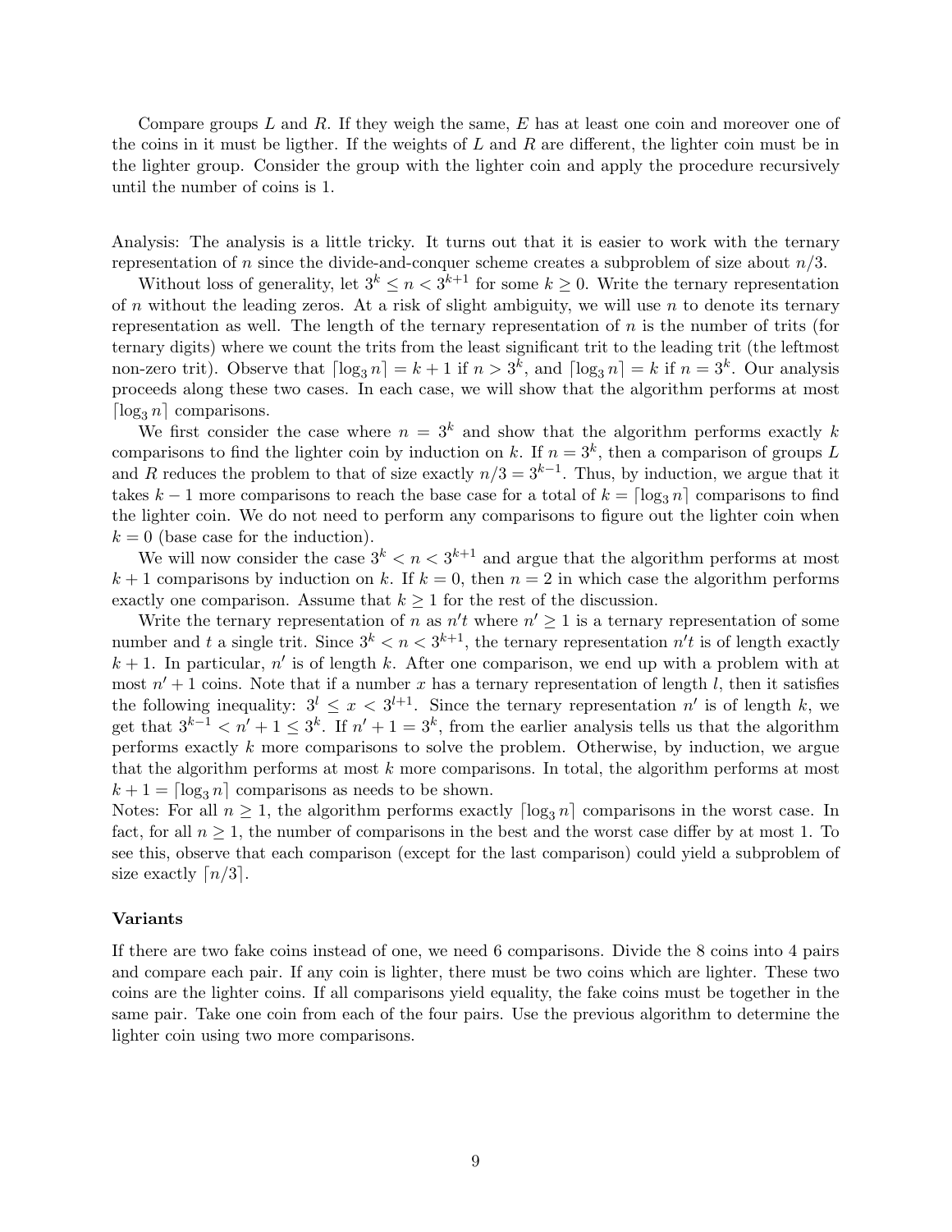Compare groups $L$ and $R$. If they weigh the same, $E$ has at least one coin and moreover one of the coins in it must be ligther. If the weights of $L$ and $R$ are different, the lighter coin must be in the lighter group. Consider the group with the lighter coin and apply the procedure recursively until the number of coins is 1.

Analysis: The analysis is a little tricky. It turns out that it is easier to work with the ternary representation of $n$ since the divide-and-conquer scheme creates a subproblem of size about $n/3$.

Without loss of generality, let $3^k \leq n < 3^{k+1}$ for some $k \geq 0$. Write the ternary representation of $n$ without the leading zeros. At a risk of slight ambiguity, we will use $n$ to denote its ternary representation as well. The length of the ternary representation of $n$ is the number of trits (for ternary digits) where we count the trits from the least significant trit to the leading trit (the leftmost non-zero trit). Observe that $\lceil \log_3 n \rceil = k+1$ if $n > 3^k$, and $\lceil \log_3 n \rceil = k$ if $n = 3^k$. Our analysis proceeds along these two cases. In each case, we will show that the algorithm performs at most $\lceil \log_3 n \rceil$ comparisons.

We first consider the case where $n = 3^k$ and show that the algorithm performs exactly $k$ comparisons to find the lighter coin by induction on $k$. If $n = 3^k$, then a comparison of groups $L$ and $R$ reduces the problem to that of size exactly $n/3 = 3^{k-1}$. Thus, by induction, we argue that it takes $k-1$ more comparisons to reach the base case for a total of $k = \lceil \log_3 n \rceil$ comparisons to find the lighter coin. We do not need to perform any comparisons to figure out the lighter coin when $k = 0$ (base case for the induction).

We will now consider the case $3^k < n < 3^{k+1}$ and argue that the algorithm performs at most $k+1$ comparisons by induction on $k$. If $k = 0$, then $n = 2$ in which case the algorithm performs exactly one comparison. Assume that $k \geq 1$ for the rest of the discussion.

Write the ternary representation of $n$ as $n't$ where $n' \geq 1$ is a ternary representation of some number and $t$ a single trit. Since $3^k < n < 3^{k+1}$, the ternary representation $n't$ is of length exactly $k+1$. In particular, $n'$ is of length $k$. After one comparison, we end up with a problem with at most $n'+1$ coins. Note that if a number $x$ has a ternary representation of length $l$, then it satisfies the following inequality: $3^l \leq x < 3^{l+1}$. Since the ternary representation $n'$ is of length $k$, we get that $3^{k-1} < n'+1 \leq 3^k$. If $n'+1 = 3^k$, from the earlier analysis tells us that the algorithm performs exactly $k$ more comparisons to solve the problem. Otherwise, by induction, we argue that the algorithm performs at most $k$ more comparisons. In total, the algorithm performs at most $k+1 = \lceil \log_3 n \rceil$ comparisons as needs to be shown.

Notes: For all $n \geq 1$, the algorithm performs exactly $\lceil \log_3 n \rceil$ comparisons in the worst case. In fact, for all $n \geq 1$, the number of comparisons in the best and the worst case differ by at most 1. To see this, observe that each comparison (except for the last comparison) could yield a subproblem of size exactly $\lceil n/3 \rceil$.

### Variants

If there are two fake coins instead of one, we need 6 comparisons. Divide the 8 coins into 4 pairs and compare each pair. If any coin is lighter, there must be two coins which are lighter. These two coins are the lighter coins. If all comparisons yield equality, the fake coins must be together in the same pair. Take one coin from each of the four pairs. Use the previous algorithm to determine the lighter coin using two more comparisons.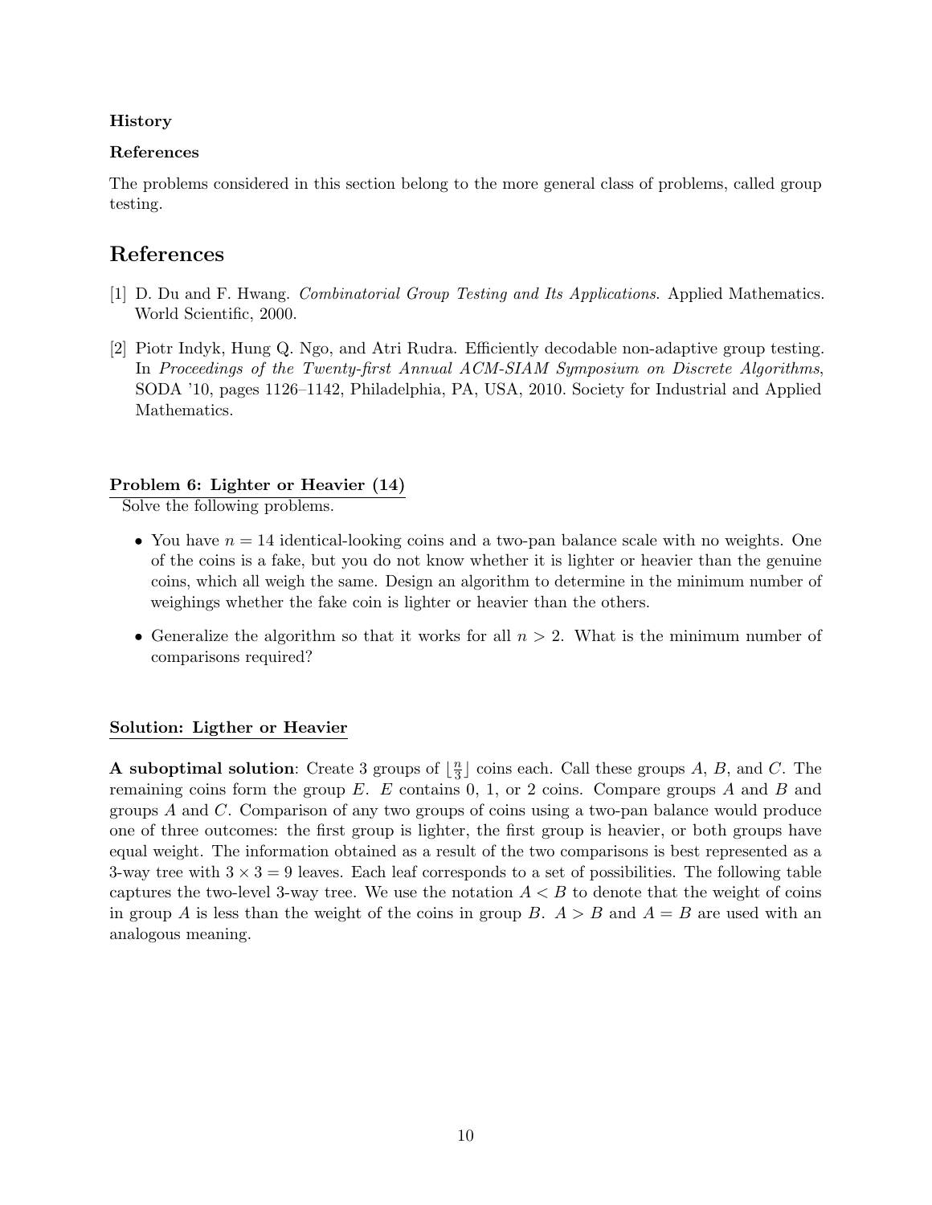**History**

**References**

The problems considered in this section belong to the more general class of problems, called group testing.

# References

[1] D. Du and F. Hwang. *Combinatorial Group Testing and Its Applications*. Applied Mathematics. World Scientific, 2000.

[2] Piotr Indyk, Hung Q. Ngo, and Atri Rudra. Efficiently decodable non-adaptive group testing. In *Proceedings of the Twenty-first Annual ACM-SIAM Symposium on Discrete Algorithms*, SODA '10, pages 1126–1142, Philadelphia, PA, USA, 2010. Society for Industrial and Applied Mathematics.

**Problem 6: Lighter or Heavier (14)**

Solve the following problems.

- You have $n = 14$ identical-looking coins and a two-pan balance scale with no weights. One of the coins is a fake, but you do not know whether it is lighter or heavier than the genuine coins, which all weigh the same. Design an algorithm to determine in the minimum number of weighings whether the fake coin is lighter or heavier than the others.
- Generalize the algorithm so that it works for all $n > 2$. What is the minimum number of comparisons required?

**Solution: Ligther or Heavier**

**A suboptimal solution**: Create 3 groups of $\lfloor \frac{n}{3} \rfloor$ coins each. Call these groups $A$, $B$, and $C$. The remaining coins form the group $E$. $E$ contains 0, 1, or 2 coins. Compare groups $A$ and $B$ and groups $A$ and $C$. Comparison of any two groups of coins using a two-pan balance would produce one of three outcomes: the first group is lighter, the first group is heavier, or both groups have equal weight. The information obtained as a result of the two comparisons is best represented as a 3-way tree with $3 \times 3 = 9$ leaves. Each leaf corresponds to a set of possibilities. The following table captures the two-level 3-way tree. We use the notation $A < B$ to denote that the weight of coins in group $A$ is less than the weight of the coins in group $B$. $A > B$ and $A = B$ are used with an analogous meaning.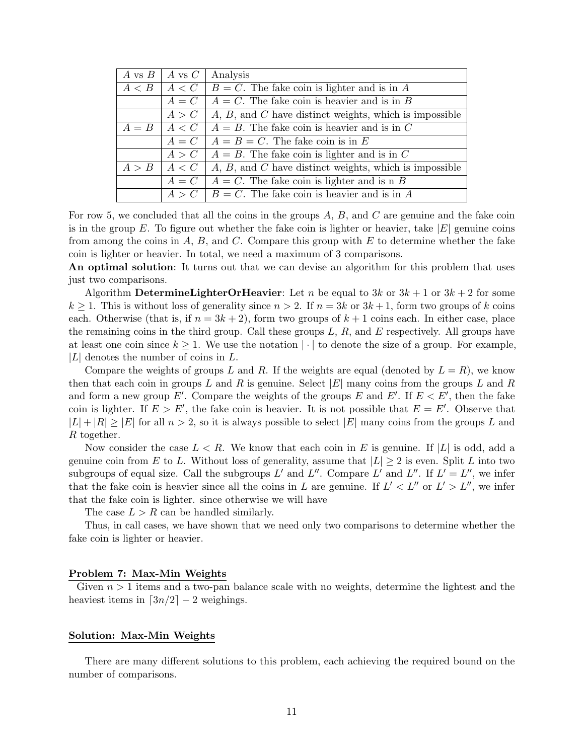| $A$ vs $B$ | $A$ vs $C$ | Analysis |
|---|---|---|
| $A < B$ | $A < C$ | $B = C$. The fake coin is lighter and is in $A$ |
| | $A = C$ | $A = C$. The fake coin is heavier and is in $B$ |
| | $A > C$ | $A$, $B$, and $C$ have distinct weights, which is impossible |
| $A = B$ | $A < C$ | $A = B$. The fake coin is heavier and is in $C$ |
| | $A = C$ | $A = B = C$. The fake coin is in $E$ |
| | $A > C$ | $A = B$. The fake coin is lighter and is in $C$ |
| $A > B$ | $A < C$ | $A$, $B$, and $C$ have distinct weights, which is impossible |
| | $A = C$ | $A = C$. The fake coin is lighter and is n $B$ |
| | $A > C$ | $B = C$. The fake coin is heavier and is in $A$ |

For row 5, we concluded that all the coins in the groups $A$, $B$, and $C$ are genuine and the fake coin is in the group $E$. To figure out whether the fake coin is lighter or heavier, take $|E|$ genuine coins from among the coins in $A$, $B$, and $C$. Compare this group with $E$ to determine whether the fake coin is lighter or heavier. In total, we need a maximum of 3 comparisons.

**An optimal solution**: It turns out that we can devise an algorithm for this problem that uses just two comparisons.

Algorithm **DetermineLighterOrHeavier**: Let $n$ be equal to $3k$ or $3k+1$ or $3k+2$ for some $k \geq 1$. This is without loss of generality since $n > 2$. If $n = 3k$ or $3k+1$, form two groups of $k$ coins each. Otherwise (that is, if $n = 3k+2$), form two groups of $k+1$ coins each. In either case, place the remaining coins in the third group. Call these groups $L$, $R$, and $E$ respectively. All groups have at least one coin since $k \geq 1$. We use the notation $|\cdot|$ to denote the size of a group. For example, $|L|$ denotes the number of coins in $L$.

Compare the weights of groups $L$ and $R$. If the weights are equal (denoted by $L = R$), we know then that each coin in groups $L$ and $R$ is genuine. Select $|E|$ many coins from the groups $L$ and $R$ and form a new group $E'$. Compare the weights of the groups $E$ and $E'$. If $E < E'$, then the fake coin is lighter. If $E > E'$, the fake coin is heavier. It is not possible that $E = E'$. Observe that $|L| + |R| \geq |E|$ for all $n > 2$, so it is always possible to select $|E|$ many coins from the groups $L$ and $R$ together.

Now consider the case $L < R$. We know that each coin in $E$ is genuine. If $|L|$ is odd, add a genuine coin from $E$ to $L$. Without loss of generality, assume that $|L| \geq 2$ is even. Split $L$ into two subgroups of equal size. Call the subgroups $L'$ and $L''$. Compare $L'$ and $L''$. If $L' = L''$, we infer that the fake coin is heavier since all the coins in $L$ are genuine. If $L' < L''$ or $L' > L''$, we infer that the fake coin is lighter. since otherwise we will have

The case $L > R$ can be handled similarly.

Thus, in call cases, we have shown that we need only two comparisons to determine whether the fake coin is lighter or heavier.

## Problem 7: Max-Min Weights

Given $n > 1$ items and a two-pan balance scale with no weights, determine the lightest and the heaviest items in $\lceil 3n/2 \rceil - 2$ weighings.

## Solution: Max-Min Weights

There are many different solutions to this problem, each achieving the required bound on the number of comparisons.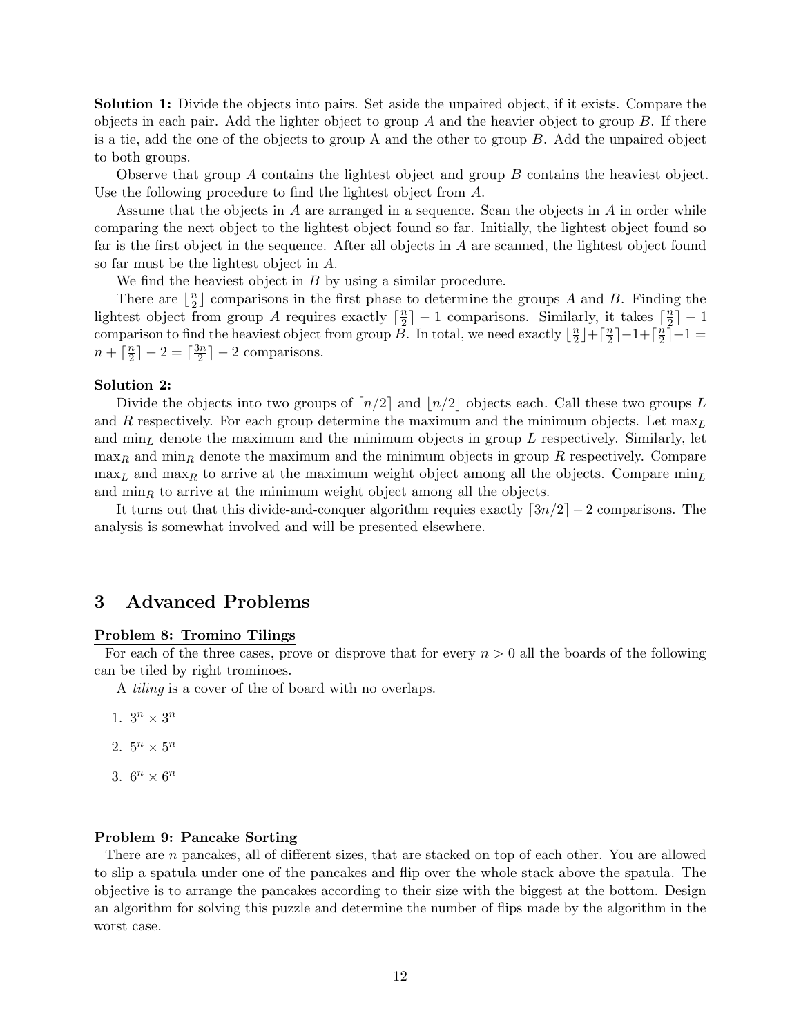**Solution 1:** Divide the objects into pairs. Set aside the unpaired object, if it exists. Compare the objects in each pair. Add the lighter object to group $A$ and the heavier object to group $B$. If there is a tie, add the one of the objects to group A and the other to group $B$. Add the unpaired object to both groups.

Observe that group $A$ contains the lightest object and group $B$ contains the heaviest object. Use the following procedure to find the lightest object from $A$.

Assume that the objects in $A$ are arranged in a sequence. Scan the objects in $A$ in order while comparing the next object to the lightest object found so far. Initially, the lightest object found so far is the first object in the sequence. After all objects in $A$ are scanned, the lightest object found so far must be the lightest object in $A$.

We find the heaviest object in $B$ by using a similar procedure.

There are $\lfloor \frac{n}{2} \rfloor$ comparisons in the first phase to determine the groups $A$ and $B$. Finding the lightest object from group $A$ requires exactly $\lceil \frac{n}{2} \rceil - 1$ comparisons. Similarly, it takes $\lceil \frac{n}{2} \rceil - 1$ comparison to find the heaviest object from group $B$. In total, we need exactly $\lfloor \frac{n}{2} \rfloor + \lceil \frac{n}{2} \rceil - 1 + \lceil \frac{n}{2} \rceil - 1 = n + \lceil \frac{n}{2} \rceil - 2 = \lceil \frac{3n}{2} \rceil - 2$ comparisons.

**Solution 2:**

Divide the objects into two groups of $\lceil n/2 \rceil$ and $\lfloor n/2 \rfloor$ objects each. Call these two groups $L$ and $R$ respectively. For each group determine the maximum and the minimum objects. Let $\max_L$ and $\min_L$ denote the maximum and the minimum objects in group $L$ respectively. Similarly, let $\max_R$ and $\min_R$ denote the maximum and the minimum objects in group $R$ respectively. Compare $\max_L$ and $\max_R$ to arrive at the maximum weight object among all the objects. Compare $\min_L$ and $\min_R$ to arrive at the minimum weight object among all the objects.

It turns out that this divide-and-conquer algorithm requies exactly $\lceil 3n/2 \rceil - 2$ comparisons. The analysis is somewhat involved and will be presented elsewhere.

# 3 Advanced Problems

**Problem 8: Tromino Tilings**

For each of the three cases, prove or disprove that for every $n > 0$ all the boards of the following can be tiled by right trominoes.

A *tiling* is a cover of the of board with no overlaps.

1. $3^n \times 3^n$
2. $5^n \times 5^n$
3. $6^n \times 6^n$

**Problem 9: Pancake Sorting**

There are $n$ pancakes, all of different sizes, that are stacked on top of each other. You are allowed to slip a spatula under one of the pancakes and flip over the whole stack above the spatula. The objective is to arrange the pancakes according to their size with the biggest at the bottom. Design an algorithm for solving this puzzle and determine the number of flips made by the algorithm in the worst case.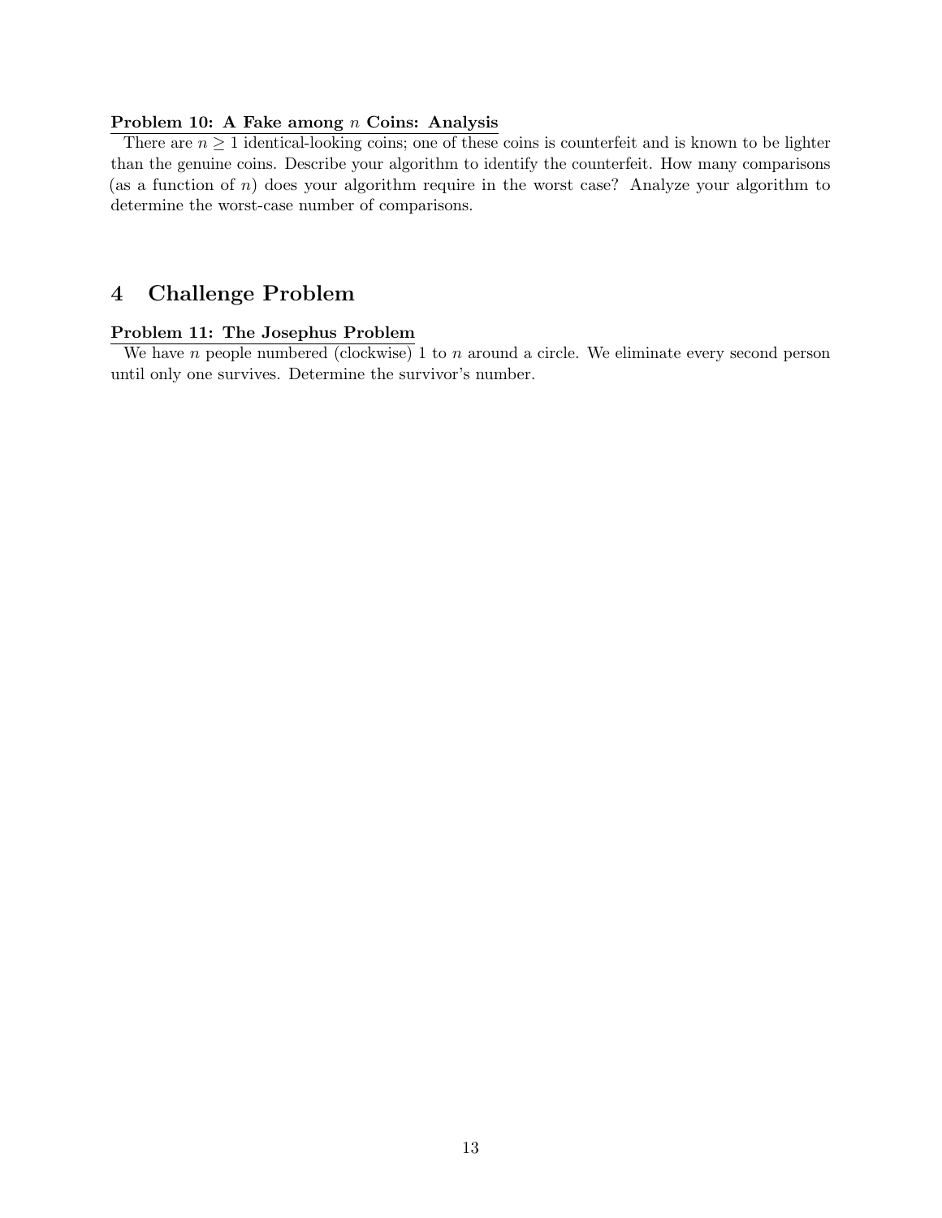**Problem 10: A Fake among $n$ Coins: Analysis**

There are $n \geq 1$ identical-looking coins; one of these coins is counterfeit and is known to be lighter than the genuine coins. Describe your algorithm to identify the counterfeit. How many comparisons (as a function of $n$) does your algorithm require in the worst case? Analyze your algorithm to determine the worst-case number of comparisons.

## 4 Challenge Problem

**Problem 11: The Josephus Problem**

We have $n$ people numbered (clockwise) 1 to $n$ around a circle. We eliminate every second person until only one survives. Determine the survivor's number.